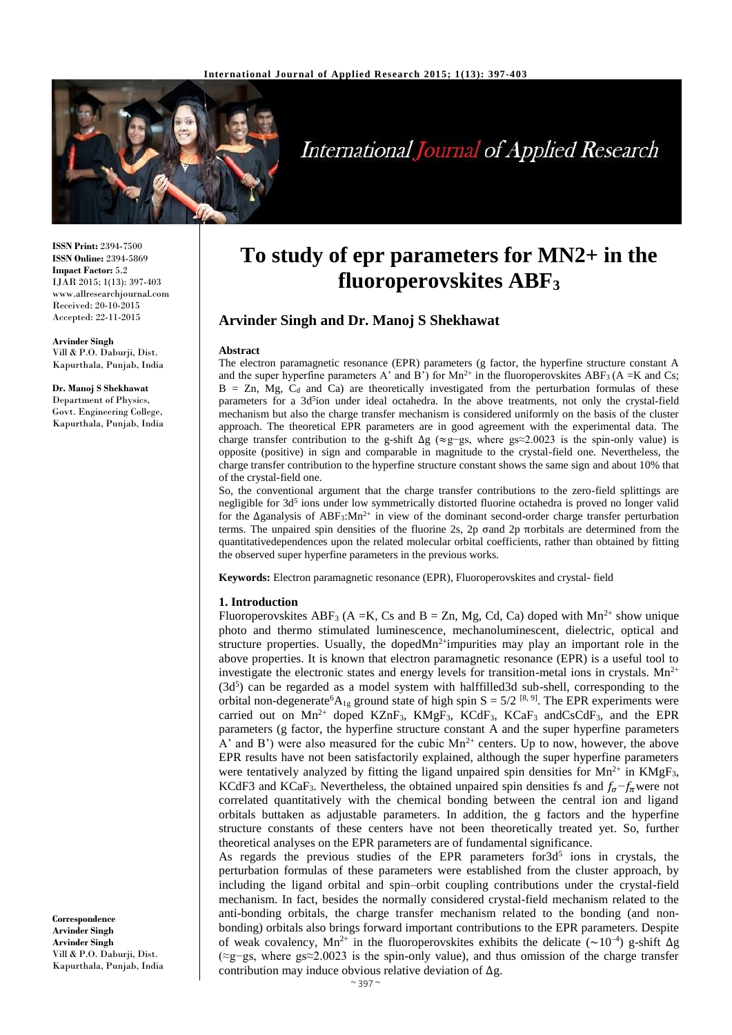**ISSN Print:** 2394-7500
**ISSN Online:** 2394-5869
**Impact Factor:** 5.2
IJAR 2015; 1(13): 397-403
www.allresearchjournal.com
Received: 20-10-2015
Accepted: 22-11-2015

**Arvinder Singh**
Vill & P.O. Daburji, Dist. Kapurthala, Punjab, India

**Dr. Manoj S Shekhawat**
Department of Physics, Govt. Engineering College, Kapurthala, Punjab, India

**Correspondence**
**Arvinder Singh**
**Arvinder Singh**
Vill & P.O. Daburji, Dist. Kapurthala, Punjab, India

# To study of epr parameters for MN2+ in the fluoroperovskites $ABF_3$

## Arvinder Singh and Dr. Manoj S Shekhawat

### Abstract

The electron paramagnetic resonance (EPR) parameters (g factor, the hyperfine structure constant A and the super hyperfine parameters A' and B') for $Mn^{2+}$ in the fluoroperovskites $ABF_3$ (A =K and Cs; B = Zn, Mg, $C_d$ and Ca) are theoretically investigated from the perturbation formulas of these parameters for a $3d^5$ion under ideal octahedra. In the above treatments, not only the crystal-field mechanism but also the charge transfer mechanism is considered uniformly on the basis of the cluster approach. The theoretical EPR parameters are in good agreement with the experimental data. The charge transfer contribution to the g-shift $\Delta g$ ($\approx g-gs$, where $gs\approx 2.0023$ is the spin-only value) is opposite (positive) in sign and comparable in magnitude to the crystal-field one. Nevertheless, the charge transfer contribution to the hyperfine structure constant shows the same sign and about 10% that of the crystal-field one.

So, the conventional argument that the charge transfer contributions to the zero-field splittings are negligible for $3d^5$ ions under low symmetrically distorted fluorine octahedra is proved no longer valid for the $\Delta g$analysis of $ABF_3$:$Mn^{2+}$ in view of the dominant second-order charge transfer perturbation terms. The unpaired spin densities of the fluorine 2s, 2p $\sigma$and 2p $\pi$orbitals are determined from the quantitativedependences upon the related molecular orbital coefficients, rather than obtained by fitting the observed super hyperfine parameters in the previous works.

**Keywords:** Electron paramagnetic resonance (EPR), Fluoroperovskites and crystal- field

### 1. Introduction

Fluoroperovskites $ABF_3$ (A =K, Cs and B = Zn, Mg, Cd, Ca) doped with $Mn^{2+}$ show unique photo and thermo stimulated luminescence, mechanoluminescent, dielectric, optical and structure properties. Usually, the doped$Mn^{2+}$impurities may play an important role in the above properties. It is known that electron paramagnetic resonance (EPR) is a useful tool to investigate the electronic states and energy levels for transition-metal ions in crystals. $Mn^{2+}$ ($3d^5$) can be regarded as a model system with halffilled3d sub-shell, corresponding to the orbital non-degenerate$^6A_{1g}$ ground state of high spin $S = 5/2$ [8, 9]. The EPR experiments were carried out on $Mn^{2+}$ doped $KZnF_3$, $KMgF_3$, $KCdF_3$, $KCaF_3$ and$CsCdF_3$, and the EPR parameters (g factor, the hyperfine structure constant A and the super hyperfine parameters A' and B') were also measured for the cubic $Mn^{2+}$ centers. Up to now, however, the above EPR results have not been satisfactorily explained, although the super hyperfine parameters were tentatively analyzed by fitting the ligand unpaired spin densities for $Mn^{2+}$ in $KMgF_3$, KCdF3 and $KCaF_3$. Nevertheless, the obtained unpaired spin densities fs and $f_\sigma - f_\pi$were not correlated quantitatively with the chemical bonding between the central ion and ligand orbitals buttaken as adjustable parameters. In addition, the g factors and the hyperfine structure constants of these centers have not been theoretically treated yet. So, further theoretical analyses on the EPR parameters are of fundamental significance.

As regards the previous studies of the EPR parameters for$3d^5$ ions in crystals, the perturbation formulas of these parameters were established from the cluster approach, by including the ligand orbital and spin–orbit coupling contributions under the crystal-field mechanism. In fact, besides the normally considered crystal-field mechanism related to the anti-bonding orbitals, the charge transfer mechanism related to the bonding (and non-bonding) orbitals also brings forward important contributions to the EPR parameters. Despite of weak covalency, $Mn^{2+}$ in the fluoroperovskites exhibits the delicate ($\sim 10^{-4}$) g-shift $\Delta g$ ($\approx g-gs$, where $gs\approx 2.0023$ is the spin-only value), and thus omission of the charge transfer contribution may induce obvious relative deviation of $\Delta g$.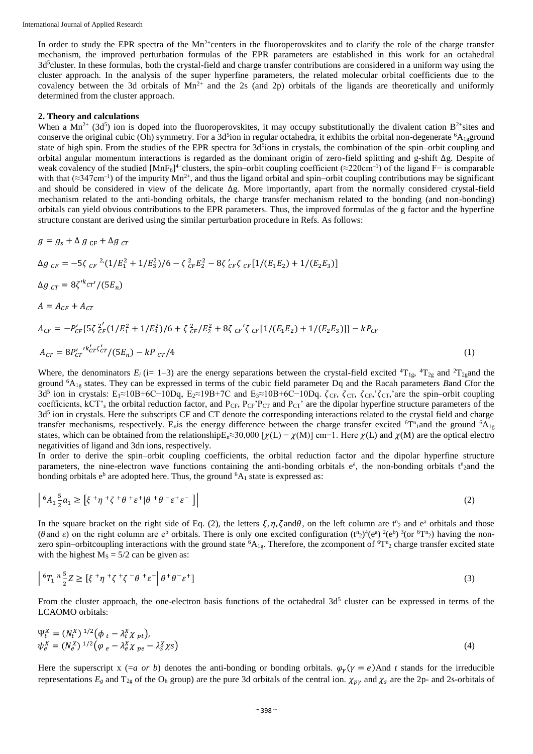In order to study the EPR spectra of the $Mn^{2+}$centers in the fluoroperovskites and to clarify the role of the charge transfer mechanism, the improved perturbation formulas of the EPR parameters are established in this work for an octahedral $3d^5$cluster. In these formulas, both the crystal-field and charge transfer contributions are considered in a uniform way using the cluster approach. In the analysis of the super hyperfine parameters, the related molecular orbital coefficients due to the covalency between the 3d orbitals of $Mn^{2+}$ and the 2s (and 2p) orbitals of the ligands are theoretically and uniformly determined from the cluster approach.

## 2. Theory and calculations

When a $Mn^{2+}$ ($3d^5$) ion is doped into the fluoroperovskites, it may occupy substitutionally the divalent cation $B^{2+}$sites and conserve the original cubic (Oh) symmetry. For a $3d^5$ion in regular octahedra, it exhibits the orbital non-degenerate $^6A_{1g}$ground state of high spin. From the studies of the EPR spectra for $3d^5$ions in crystals, the combination of the spin–orbit coupling and orbital angular momentum interactions is regarded as the dominant origin of zero-field splitting and g-shift Δg. Despite of weak covalency of the studied $[MnF_6]^{4-}$clusters, the spin–orbit coupling coefficient (≈220cm$^{-1}$) of the ligand F− is comparable with that (≈347cm$^{-1}$) of the impurity $Mn^{2+}$, and thus the ligand orbital and spin–orbit coupling contributions may be significant and should be considered in view of the delicate Δg. More importantly, apart from the normally considered crystal-field mechanism related to the anti-bonding orbitals, the charge transfer mechanism related to the bonding (and non-bonding) orbitals can yield obvious contributions to the EPR parameters. Thus, the improved formulas of the g factor and the hyperfine structure constant are derived using the similar perturbation procedure in Refs. As follows:

$$g = g_s + \Delta g_{CF} + \Delta g_{CT}$$

$$\Delta g_{CF} = -5\zeta_{CF}^{\prime 2}(1/E_1^2 + 1/E_3^2)/6 - \zeta_{CF}^2 E_2^2 - 8\zeta'_{CF}\zeta_{CF}[1/(E_1E_2) + 1/(E_2E_3)]$$

$$\Delta g_{CT} = 8\zeta'^{k}{}_{CT}'/(5E_n)$$

$$A = A_{CF} + A_{CT}$$

$$A_{CF} = -P'_{CF}\{5\zeta_{CF}^{\prime 2}(1/E_1^2 + 1/E_3^2)/6 + \zeta_{CF}^2/E_2^2 + 8\zeta_{CF}'\zeta_{CF}[1/(E_1E_2) + 1/(E_2E_3)]\} - kP_{CF}$$

$$A_{CT} = 8P_{CT}'{}'k'_{CT}\zeta'_{CT}/(5E_n) - kP_{CT}/4 \tag{1}$$

Where, the denominators $E_i$ (i= 1–3) are the energy separations between the crystal-field excited $^4T_{1g}$, $^4T_{2g}$ and $^2T_{2g}$and the ground $^6A_{1g}$ states. They can be expressed in terms of the cubic field parameter Dq and the Racah parameters *B*and *C*for the $3d^5$ ion in crystals: $E_1 \approx 10B+6C-10Dq$, $E_2 \approx 19B+7C$ and $E_3 \approx 10B+6C-10Dq$. $\zeta_{CF}$, $\zeta_{CT}$, $\zeta_{CF}$,'$\zeta_{CT}$,'are the spin–orbit coupling coefficients, kCT'$_s$ the orbital reduction factor, and $P_{CF}$, $P_{CF}$'$P_{CT}$ and $P_{CT}$' are the dipolar hyperfine structure parameters of the $3d^5$ ion in crystals. Here the subscripts CF and CT denote the corresponding interactions related to the crystal field and charge transfer mechanisms, respectively. $E_n$is the energy difference between the charge transfer excited $^6T^n{}_1$and the ground $^6A_{1g}$ states, which can be obtained from the relationship$E_n \approx 30{,}000\ [\chi(L) - \chi(M)]$ cm−1. Here $\chi(L)$ and $\chi(M)$ are the optical electro negativities of ligand and 3dn ions, respectively.

In order to derive the spin–orbit coupling coefficients, the orbital reduction factor and the dipolar hyperfine structure parameters, the nine-electron wave functions containing the anti-bonding orbitals $e^a$, the non-bonding orbitals $t^n{}_2$and the bonding orbitals $e^b$ are adopted here. Thus, the ground $^6A_1$ state is expressed as:

$$\left| {}^6A_1 \tfrac{5}{2} a_1 \geq \left[\xi^+ \eta^+ \zeta^+ \theta^+ \varepsilon^+ | \theta^+ \theta^- \varepsilon^+ \varepsilon^- \ \right] \right| \tag{2}$$

In the square bracket on the right side of Eq. (2), the letters $\xi, \eta, \zeta$ and$\theta$, on the left column are $t^n{}_2$ and $e^a$ orbitals and those ($\theta$and ε) on the right column are $e^b$ orbitals. There is only one excited configuration $(t^n{}_2)^4(e^a)^2(e^b)^3$(or $^6T^n{}_2$) having the non-zero spin–orbitcoupling interactions with the ground state $^6A_{1g}$. Therefore, the zcomponent of $^6T^n{}_2$ charge transfer excited state with the highest $M_S = 5/2$ can be given as:

$$\left| {}^6T_1{}^n \tfrac{5}{2} Z \geq [\xi^+ \eta^+ \zeta^+ \zeta^- \theta^+ \varepsilon^+ \right| \theta^+ \theta^- \varepsilon^+] \tag{3}$$

From the cluster approach, the one-electron basis functions of the octahedral $3d^5$ cluster can be expressed in terms of the LCAOMO orbitals:

$$\Psi_t^X = (N_t^X)^{1/2}(\phi_t - \lambda_t^X \chi_{pt}),$$
$$\psi_e^X = (N_e^X)^{1/2}(\varphi_e - \lambda_e^X \chi_{pe} - \lambda_S^X \chi S) \tag{4}$$

Here the superscript x (=*a or b*) denotes the anti-bonding or bonding orbitals. $\varphi_\gamma(\gamma = e)$And *t* stands for the irreducible representations $E_g$ and $T_{2g}$ of the $O_h$ group) are the pure 3d orbitals of the central ion. $\chi_{p\gamma}$ and $\chi_s$ are the 2p- and 2s-orbitals of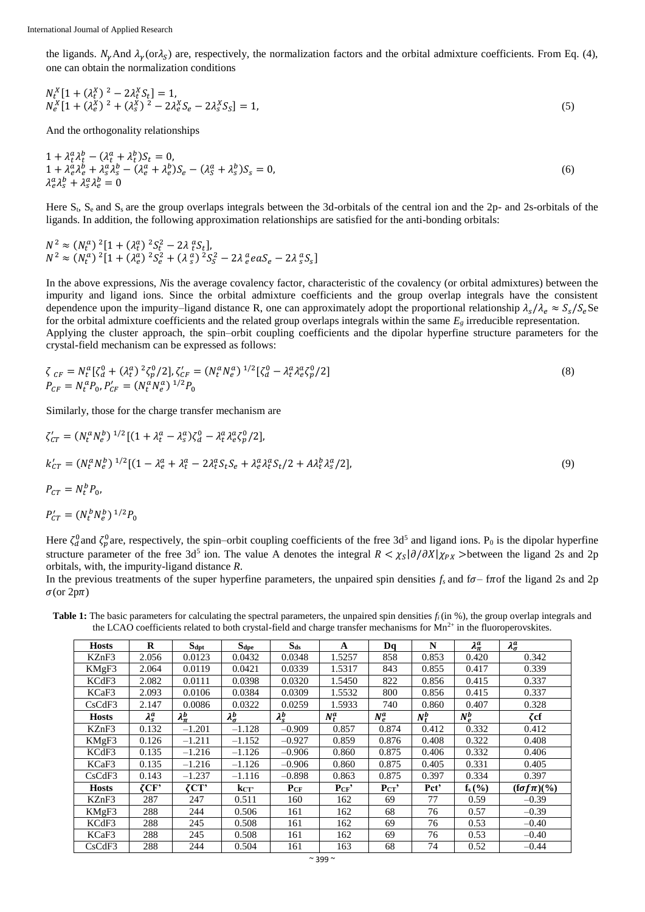the ligands. $N_\gamma$ And $\lambda_\gamma$(or$\lambda_S$) are, respectively, the normalization factors and the orbital admixture coefficients. From Eq. (4), one can obtain the normalization conditions

$$N_t^X[1+(\lambda_t^X)^2-2\lambda_t^X S_t]=1,$$
$$N_e^X[1+(\lambda_e^X)^2+(\lambda_s^X)^2-2\lambda_e^X S_e-2\lambda_s^X S_S]=1, \quad (5)$$

And the orthogonality relationships

$$1+\lambda_t^a\lambda_t^b-(\lambda_t^a+\lambda_t^b)S_t=0,$$
$$1+\lambda_e^a\lambda_e^b+\lambda_s^a\lambda_s^b-(\lambda_e^a+\lambda_e^b)S_e-(\lambda_S^a+\lambda_s^b)S_s=0, \quad (6)$$
$$\lambda_e^a\lambda_s^b+\lambda_s^a\lambda_e^b=0$$

Here $S_t$, $S_e$ and $S_s$ are the group overlaps integrals between the 3d-orbitals of the central ion and the 2p- and 2s-orbitals of the ligands. In addition, the following approximation relationships are satisfied for the anti-bonding orbitals:

$$N^2\approx(N_t^a)^2[1+(\lambda_t^a)^2S_t^2-2\lambda_t^a S_t],$$
$$N^2\approx(N_t^a)^2[1+(\lambda_e^a)^2S_e^2+(\lambda_s^a)^2S_S^2-2\lambda_e^a eaS_e-2\lambda_s^a S_s]$$

In the above expressions, *N*is the average covalency factor, characteristic of the covalency (or orbital admixtures) between the impurity and ligand ions. Since the orbital admixture coefficients and the group overlap integrals have the consistent dependence upon the impurity–ligand distance R, one can approximately adopt the proportional relationship $\lambda_s/\lambda_e\approx S_s/S_e$ Se for the orbital admixture coefficients and the related group overlaps integrals within the same $E_g$ irreducible representation.

Applying the cluster approach, the spin–orbit coupling coefficients and the dipolar hyperfine structure parameters for the crystal-field mechanism can be expressed as follows:

$$\zeta_{CF}=N_t^a[\zeta_d^0+(\lambda_t^a)^2\zeta_p^0/2],\ \zeta'_{CF}=(N_t^aN_e^a)^{1/2}[\zeta_d^0-\lambda_t^a\lambda_e^a\zeta_p^0/2] \quad (8)$$
$$P_{CF}=N_t^aP_0,\ P'_{CF}=(N_t^aN_e^a)^{1/2}P_0$$

Similarly, those for the charge transfer mechanism are

$$\zeta'_{CT}=(N_t^aN_e^b)^{1/2}[(1+\lambda_t^a-\lambda_s^a)\zeta_d^0-\lambda_t^a\lambda_e^a\zeta_p^0/2],$$

$$k'_{CT}=(N_t^aN_e^b)^{1/2}[(1-\lambda_e^a+\lambda_t^a-2\lambda_t^aS_tS_e+\lambda_e^a\lambda_t^aS_t/2+A\lambda_t^b\lambda_s^a/2], \quad (9)$$

$$P_{CT}=N_t^bP_0,$$

$$P'_{CT}=(N_t^bN_e^b)^{1/2}P_0$$

Here $\zeta_d^0$ and $\zeta_p^0$ are, respectively, the spin–orbit coupling coefficients of the free 3d[5] and ligand ions. $P_0$ is the dipolar hyperfine structure parameter of the free 3d[5] ion. The value A denotes the integral $R<\chi_S|\partial/\partial X|\chi_{PX}>$ between the ligand 2s and 2p orbitals, with, the impurity-ligand distance *R*.

In the previous treatments of the super hyperfine parameters, the unpaired spin densities $f_s$ and $f\sigma-f\pi$of the ligand 2s and 2p $\sigma$(or $2p\pi$)

**Table 1:** The basic parameters for calculating the spectral parameters, the unpaired spin densities $f_i$ (in %), the group overlap integrals and the LCAO coefficients related to both crystal-field and charge transfer mechanisms for $Mn^{2+}$ in the fluoroperovskites.

| Hosts | R | $S_{dpt}$ | $S_{dpe}$ | $S_{ds}$ | A | Dq | N | $\lambda_\pi^a$ | $\lambda_\sigma^a$ |
|---|---|---|---|---|---|---|---|---|---|
| KZnF3 | 2.056 | 0.0123 | 0.0432 | 0.0348 | 1.5257 | 858 | 0.853 | 0.420 | 0.342 |
| KMgF3 | 2.064 | 0.0119 | 0.0421 | 0.0339 | 1.5317 | 843 | 0.855 | 0.417 | 0.339 |
| KCdF3 | 2.082 | 0.0111 | 0.0398 | 0.0320 | 1.5450 | 822 | 0.856 | 0.415 | 0.337 |
| KCaF3 | 2.093 | 0.0106 | 0.0384 | 0.0309 | 1.5532 | 800 | 0.856 | 0.415 | 0.337 |
| CsCdF3 | 2.147 | 0.0086 | 0.0322 | 0.0259 | 1.5933 | 740 | 0.860 | 0.407 | 0.328 |
| **Hosts** | $\lambda_s^a$ | $\lambda_\pi^b$ | $\lambda_\sigma^b$ | $\lambda_s^b$ | $N_t^a$ | $N_e^a$ | $N_t^b$ | $N_e^b$ | ζcf |
| KZnF3 | 0.132 | –1.201 | –1.128 | –0.909 | 0.857 | 0.874 | 0.412 | 0.332 | 0.412 |
| KMgF3 | 0.126 | –1.211 | –1.152 | –0.927 | 0.859 | 0.876 | 0.408 | 0.322 | 0.408 |
| KCdF3 | 0.135 | –1.216 | –1.126 | –0.906 | 0.860 | 0.875 | 0.406 | 0.332 | 0.406 |
| KCaF3 | 0.135 | –1.216 | –1.126 | –0.906 | 0.860 | 0.875 | 0.405 | 0.331 | 0.405 |
| CsCdF3 | 0.143 | –1.237 | –1.116 | –0.898 | 0.863 | 0.875 | 0.397 | 0.334 | 0.397 |
| **Hosts** | ζCF' | ζCT' | $k_{CT'}$ | $P_{CF}$ | $P_{CF}$' | $P_{CT}$' | Pct' | $f_s$ (%) | $(f\sigma f\pi)$(%) |
| KZnF3 | 287 | 247 | 0.511 | 160 | 162 | 69 | 77 | 0.59 | –0.39 |
| KMgF3 | 288 | 244 | 0.506 | 161 | 162 | 68 | 76 | 0.57 | –0.39 |
| KCdF3 | 288 | 245 | 0.508 | 161 | 162 | 69 | 76 | 0.53 | –0.40 |
| KCaF3 | 288 | 245 | 0.508 | 161 | 162 | 69 | 76 | 0.53 | –0.40 |
| CsCdF3 | 288 | 244 | 0.504 | 161 | 163 | 68 | 74 | 0.52 | –0.44 |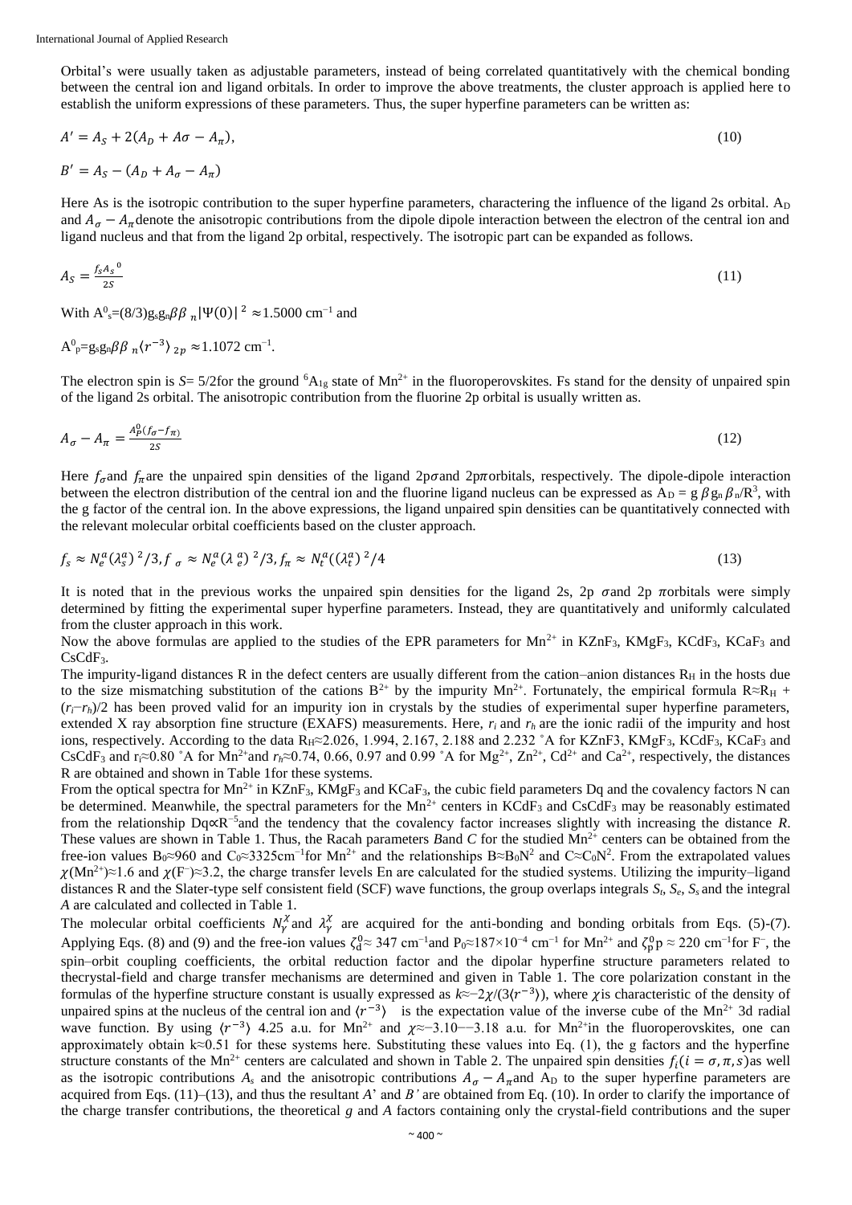Orbital's were usually taken as adjustable parameters, instead of being correlated quantitatively with the chemical bonding between the central ion and ligand orbitals. In order to improve the above treatments, the cluster approach is applied here to establish the uniform expressions of these parameters. Thus, the super hyperfine parameters can be written as:

$$A' = A_S + 2(A_D + A\sigma - A_\pi), \tag{10}$$

$$B' = A_S - (A_D + A_\sigma - A_\pi)$$

Here As is the isotropic contribution to the super hyperfine parameters, charactering the influence of the ligand 2s orbital. $A_D$ and $A_\sigma - A_\pi$ denote the anisotropic contributions from the dipole dipole interaction between the electron of the central ion and ligand nucleus and that from the ligand 2p orbital, respectively. The isotropic part can be expanded as follows.

$$A_S = \frac{f_s A_s{}^0}{2S} \tag{11}$$

With $A^0{}_s=(8/3)g_s g_n \beta\beta_n |\Psi(0)|^2 \approx 1.5000$ cm$^{-1}$ and

$A^0{}_p = g_s g_n \beta\beta_n \langle r^{-3}\rangle_{2p} \approx 1.1072$ cm$^{-1}$.

The electron spin is $S$= 5/2for the ground $^6A_{1g}$ state of $Mn^{2+}$ in the fluoroperovskites. Fs stand for the density of unpaired spin of the ligand 2s orbital. The anisotropic contribution from the fluorine 2p orbital is usually written as.

$$A_\sigma - A_\pi = \frac{A_P^0 (f_\sigma - f_\pi)}{2S} \tag{12}$$

Here $f_\sigma$and $f_\pi$are the unpaired spin densities of the ligand 2p$\sigma$and 2p$\pi$orbitals, respectively. The dipole-dipole interaction between the electron distribution of the central ion and the fluorine ligand nucleus can be expressed as $A_D = g\beta g_n \beta_n/R^3$, with the g factor of the central ion. In the above expressions, the ligand unpaired spin densities can be quantitatively connected with the relevant molecular orbital coefficients based on the cluster approach.

$$f_s \approx N_e^\alpha (\lambda_s^\alpha)^2/3, f_\sigma \approx N_e^\alpha (\lambda_e^\alpha)^2/3, f_\pi \approx N_t^\alpha ((\lambda_t^\alpha)^2/4 \tag{13}$$

It is noted that in the previous works the unpaired spin densities for the ligand 2s, 2p $\sigma$and 2p $\pi$orbitals were simply determined by fitting the experimental super hyperfine parameters. Instead, they are quantitatively and uniformly calculated from the cluster approach in this work.

Now the above formulas are applied to the studies of the EPR parameters for $Mn^{2+}$ in $KZnF_3$, $KMgF_3$, $KCdF_3$, $KCaF_3$ and $CsCdF_3$.

The impurity-ligand distances R in the defect centers are usually different from the cation–anion distances $R_H$ in the hosts due to the size mismatching substitution of the cations $B^{2+}$ by the impurity $Mn^{2+}$. Fortunately, the empirical formula $R \approx R_H + (r_i - r_h)/2$ has been proved valid for an impurity ion in crystals by the studies of experimental super hyperfine parameters, extended X ray absorption fine structure (EXAFS) measurements. Here, $r_i$ and $r_h$ are the ionic radii of the impurity and host ions, respectively. According to the data $R_H \approx 2.026$, 1.994, 2.167, 2.188 and 2.232 ˚A for KZnF3, $KMgF_3$, $KCdF_3$, $KCaF_3$ and $CsCdF_3$ and $r_i \approx 0.80$ ˚A for $Mn^{2+}$and $r_h \approx 0.74$, 0.66, 0.97 and 0.99 ˚A for $Mg^{2+}$, $Zn^{2+}$, $Cd^{2+}$ and $Ca^{2+}$, respectively, the distances R are obtained and shown in Table 1for these systems.

From the optical spectra for $Mn^{2+}$ in $KZnF_3$, $KMgF_3$ and $KCaF_3$, the cubic field parameters Dq and the covalency factors N can be determined. Meanwhile, the spectral parameters for the $Mn^{2+}$ centers in $KCdF_3$ and $CsCdF_3$ may be reasonably estimated from the relationship $Dq \propto R^{-5}$and the tendency that the covalency factor increases slightly with increasing the distance $R$. These values are shown in Table 1. Thus, the Racah parameters $B$and $C$ for the studied $Mn^{2+}$ centers can be obtained from the free-ion values $B_0 \approx 960$ and $C_0 \approx 3325$cm$^{-1}$for $Mn^{2+}$ and the relationships $B \approx B_0 N^2$ and $C \approx C_0 N^2$. From the extrapolated values $\chi(Mn^{2+}) \approx 1.6$ and $\chi(F^-) \approx 3.2$, the charge transfer levels En are calculated for the studied systems. Utilizing the impurity–ligand distances R and the Slater-type self consistent field (SCF) wave functions, the group overlaps integrals $S_t$, $S_e$, $S_s$ and the integral $A$ are calculated and collected in Table 1.

The molecular orbital coefficients $N_\gamma^\chi$ and $\lambda_\gamma^\chi$ are acquired for the anti-bonding and bonding orbitals from Eqs. (5)-(7). Applying Eqs. (8) and (9) and the free-ion values $\zeta_d^0 \approx 347$ cm$^{-1}$and $P_0 \approx 187 \times 10^{-4}$ cm$^{-1}$ for $Mn^{2+}$ and $\zeta_p^0 p \approx 220$ cm$^{-1}$for $F^-$, the spin–orbit coupling coefficients, the orbital reduction factor and the dipolar hyperfine structure parameters related to thecrystal-field and charge transfer mechanisms are determined and given in Table 1. The core polarization constant in the formulas of the hyperfine structure constant is usually expressed as $k \approx -2\chi/(3\langle r^{-3}\rangle)$, where $\chi$is characteristic of the density of unpaired spins at the nucleus of the central ion and $\langle r^{-3}\rangle$ is the expectation value of the inverse cube of the $Mn^{2+}$ 3d radial wave function. By using $\langle r^{-3}\rangle$ 4.25 a.u. for $Mn^{2+}$ and $\chi \approx -3.10$−−3.18 a.u. for $Mn^{2+}$in the fluoroperovskites, one can approximately obtain k≈0.51 for these systems here. Substituting these values into Eq. (1), the g factors and the hyperfine structure constants of the $Mn^{2+}$ centers are calculated and shown in Table 2. The unpaired spin densities $f_i (i = \sigma, \pi, s)$as well as the isotropic contributions $A_s$ and the anisotropic contributions $A_\sigma - A_\pi$and $A_D$ to the super hyperfine parameters are acquired from Eqs. (11)–(13), and thus the resultant $A'$ and $B'$ are obtained from Eq. (10). In order to clarify the importance of the charge transfer contributions, the theoretical $g$ and $A$ factors containing only the crystal-field contributions and the super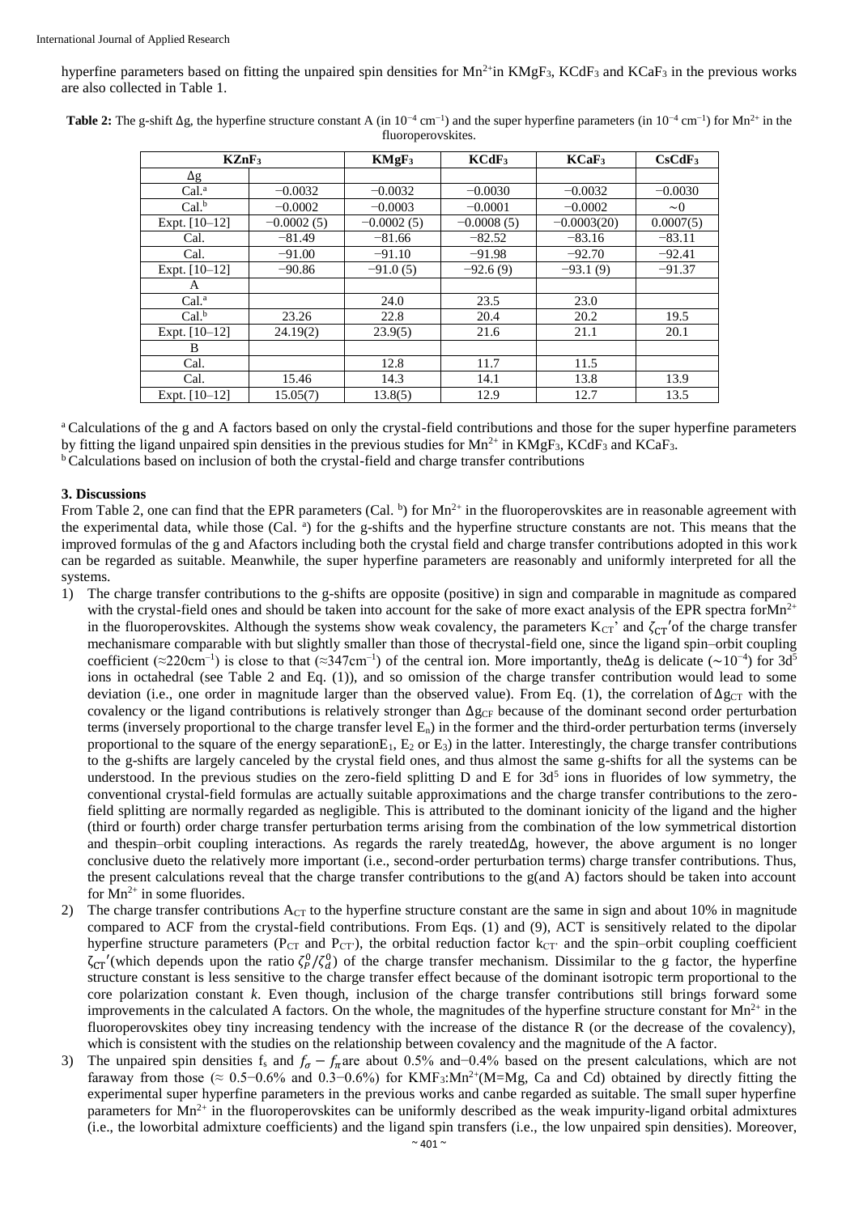hyperfine parameters based on fitting the unpaired spin densities for $Mn^{2+}$in $KMgF_3$, $KCdF_3$ and $KCaF_3$ in the previous works are also collected in Table 1.

**Table 2:** The g-shift Δg, the hyperfine structure constant A (in $10^{-4}$ cm$^{-1}$) and the super hyperfine parameters (in $10^{-4}$ cm$^{-1}$) for $Mn^{2+}$ in the fluoroperovskites.

| $KZnF_3$ | | $KMgF_3$ | $KCdF_3$ | $KCaF_3$ | $CsCdF_3$ |
|---|---|---|---|---|---|
| Δg | | | | | |
| Cal.[a] | −0.0032 | −0.0032 | −0.0030 | −0.0032 | −0.0030 |
| Cal.[b] | −0.0002 | −0.0003 | −0.0001 | −0.0002 | ∼0 |
| Expt. [10–12] | −0.0002 (5) | −0.0002 (5) | −0.0008 (5) | −0.0003(20) | 0.0007(5) |
| Cal. | −81.49 | −81.66 | −82.52 | −83.16 | −83.11 |
| Cal. | −91.00 | −91.10 | −91.98 | −92.70 | −92.41 |
| Expt. [10–12] | −90.86 | −91.0 (5) | −92.6 (9) | −93.1 (9) | −91.37 |
| A | | | | | |
| Cal.[a] | | 24.0 | 23.5 | 23.0 | |
| Cal.[b] | 23.26 | 22.8 | 20.4 | 20.2 | 19.5 |
| Expt. [10–12] | 24.19(2) | 23.9(5) | 21.6 | 21.1 | 20.1 |
| B | | | | | |
| Cal. | | 12.8 | 11.7 | 11.5 | |
| Cal. | 15.46 | 14.3 | 14.1 | 13.8 | 13.9 |
| Expt. [10–12] | 15.05(7) | 13.8(5) | 12.9 | 12.7 | 13.5 |

[a] Calculations of the g and A factors based on only the crystal-field contributions and those for the super hyperfine parameters by fitting the ligand unpaired spin densities in the previous studies for $Mn^{2+}$ in $KMgF_3$, $KCdF_3$ and $KCaF_3$.
[b] Calculations based on inclusion of both the crystal-field and charge transfer contributions

### 3. Discussions

From Table 2, one can find that the EPR parameters (Cal. [b]) for $Mn^{2+}$ in the fluoroperovskites are in reasonable agreement with the experimental data, while those (Cal. [a]) for the g-shifts and the hyperfine structure constants are not. This means that the improved formulas of the g and Afactors including both the crystal field and charge transfer contributions adopted in this work can be regarded as suitable. Meanwhile, the super hyperfine parameters are reasonably and uniformly interpreted for all the systems.

1) The charge transfer contributions to the g-shifts are opposite (positive) in sign and comparable in magnitude as compared with the crystal-field ones and should be taken into account for the sake of more exact analysis of the EPR spectra for$Mn^{2+}$ in the fluoroperovskites. Although the systems show weak covalency, the parameters $K_{CT}$' and $\zeta_{CT}'$of the charge transfer mechanismare comparable with but slightly smaller than those of thecrystal-field one, since the ligand spin–orbit coupling coefficient (≈220cm$^{-1}$) is close to that (≈347cm$^{-1}$) of the central ion. More importantly, theΔg is delicate (∼$10^{-4}$) for $3d^5$ ions in octahedral (see Table 2 and Eq. (1)), and so omission of the charge transfer contribution would lead to some deviation (i.e., one order in magnitude larger than the observed value). From Eq. (1), the correlation of $\Delta g_{CT}$ with the covalency or the ligand contributions is relatively stronger than $\Delta g_{CF}$ because of the dominant second order perturbation terms (inversely proportional to the charge transfer level $E_n$) in the former and the third-order perturbation terms (inversely proportional to the square of the energy separation$E_1$, $E_2$ or $E_3$) in the latter. Interestingly, the charge transfer contributions to the g-shifts are largely canceled by the crystal field ones, and thus almost the same g-shifts for all the systems can be understood. In the previous studies on the zero-field splitting D and E for $3d^5$ ions in fluorides of low symmetry, the conventional crystal-field formulas are actually suitable approximations and the charge transfer contributions to the zero-field splitting are normally regarded as negligible. This is attributed to the dominant ionicity of the ligand and the higher (third or fourth) order charge transfer perturbation terms arising from the combination of the low symmetrical distortion and thespin–orbit coupling interactions. As regards the rarely treatedΔg, however, the above argument is no longer conclusive dueto the relatively more important (i.e., second-order perturbation terms) charge transfer contributions. Thus, the present calculations reveal that the charge transfer contributions to the g(and A) factors should be taken into account for $Mn^{2+}$ in some fluorides.
2) The charge transfer contributions $A_{CT}$ to the hyperfine structure constant are the same in sign and about 10% in magnitude compared to ACF from the crystal-field contributions. From Eqs. (1) and (9), ACT is sensitively related to the dipolar hyperfine structure parameters ($P_{CT}$ and $P_{CT'}$), the orbital reduction factor $k_{CT'}$ and the spin–orbit coupling coefficient $\zeta_{CT}'$(which depends upon the ratio $\zeta_p^0/\zeta_d^0$) of the charge transfer mechanism. Dissimilar to the g factor, the hyperfine structure constant is less sensitive to the charge transfer effect because of the dominant isotropic term proportional to the core polarization constant *k*. Even though, inclusion of the charge transfer contributions still brings forward some improvements in the calculated A factors. On the whole, the magnitudes of the hyperfine structure constant for $Mn^{2+}$ in the fluoroperovskites obey tiny increasing tendency with the increase of the distance R (or the decrease of the covalency), which is consistent with the studies on the relationship between covalency and the magnitude of the A factor.
3) The unpaired spin densities $f_s$ and $f_\sigma - f_\pi$are about 0.5% and−0.4% based on the present calculations, which are not faraway from those (≈ 0.5−0.6% and 0.3−0.6%) for $KMF_3$:$Mn^{2+}$(M=Mg, Ca and Cd) obtained by directly fitting the experimental super hyperfine parameters in the previous works and canbe regarded as suitable. The small super hyperfine parameters for $Mn^{2+}$ in the fluoroperovskites can be uniformly described as the weak impurity-ligand orbital admixtures (i.e., the loworbital admixture coefficients) and the ligand spin transfers (i.e., the low unpaired spin densities). Moreover,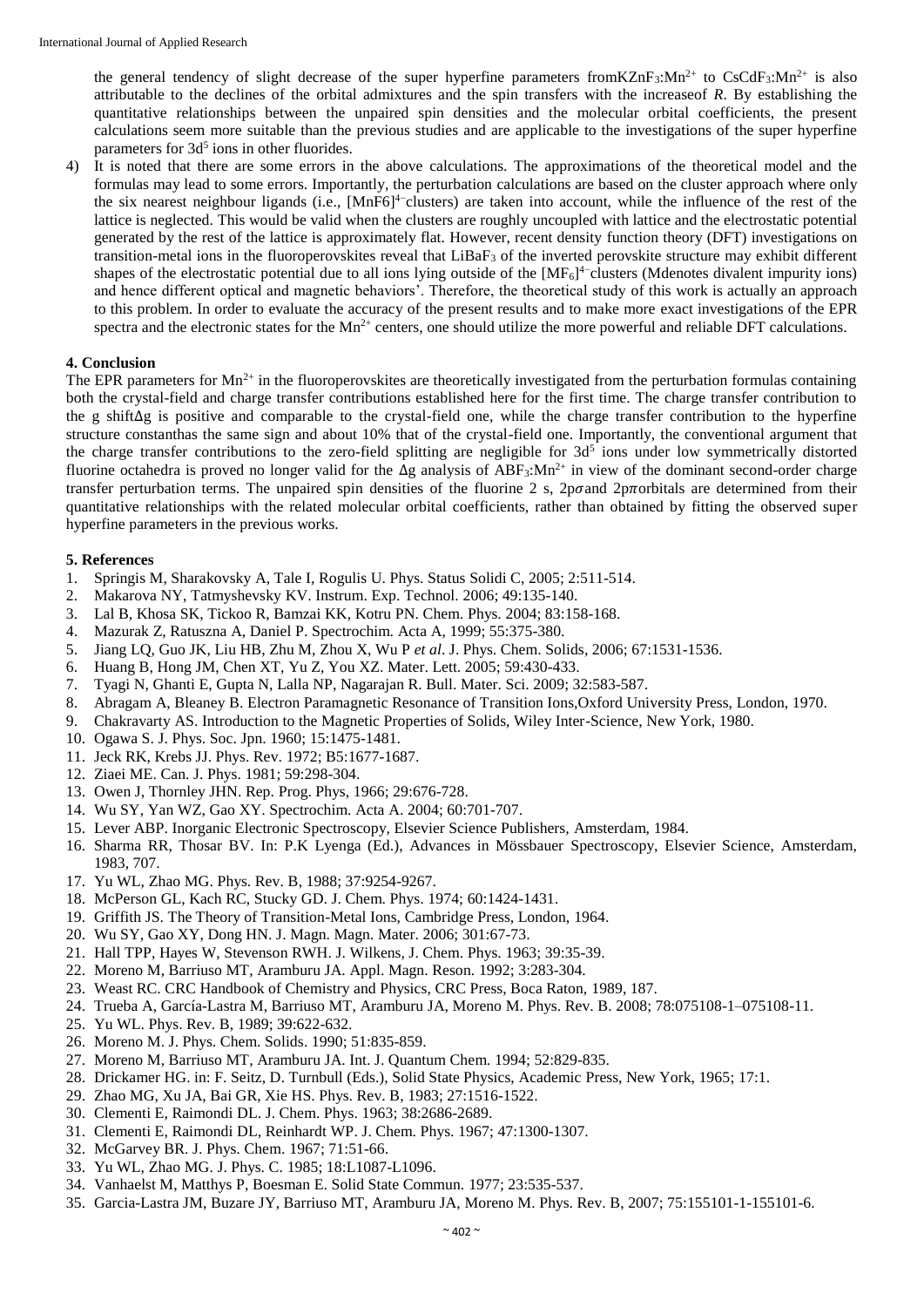the general tendency of slight decrease of the super hyperfine parameters from$KZnF_3$:$Mn^{2+}$ to $CsCdF_3$:$Mn^{2+}$ is also attributable to the declines of the orbital admixtures and the spin transfers with the increaseof $R$. By establishing the quantitative relationships between the unpaired spin densities and the molecular orbital coefficients, the present calculations seem more suitable than the previous studies and are applicable to the investigations of the super hyperfine parameters for $3d^5$ ions in other fluorides.

4) It is noted that there are some errors in the above calculations. The approximations of the theoretical model and the formulas may lead to some errors. Importantly, the perturbation calculations are based on the cluster approach where only the six nearest neighbour ligands (i.e., $[MnF6]^{4-}$clusters) are taken into account, while the influence of the rest of the lattice is neglected. This would be valid when the clusters are roughly uncoupled with lattice and the electrostatic potential generated by the rest of the lattice is approximately flat. However, recent density function theory (DFT) investigations on transition-metal ions in the fluoroperovskites reveal that $LiBaF_3$ of the inverted perovskite structure may exhibit different shapes of the electrostatic potential due to all ions lying outside of the $[MF_6]^{4-}$clusters (Mdenotes divalent impurity ions) and hence different optical and magnetic behaviors'. Therefore, the theoretical study of this work is actually an approach to this problem. In order to evaluate the accuracy of the present results and to make more exact investigations of the EPR spectra and the electronic states for the $Mn^{2+}$ centers, one should utilize the more powerful and reliable DFT calculations.

## 4. Conclusion

The EPR parameters for $Mn^{2+}$ in the fluoroperovskites are theoretically investigated from the perturbation formulas containing both the crystal-field and charge transfer contributions established here for the first time. The charge transfer contribution to the g shift$\Delta g$ is positive and comparable to the crystal-field one, while the charge transfer contribution to the hyperfine structure constanthas the same sign and about 10% that of the crystal-field one. Importantly, the conventional argument that the charge transfer contributions to the zero-field splitting are negligible for $3d^5$ ions under low symmetrically distorted fluorine octahedra is proved no longer valid for the $\Delta g$ analysis of $ABF_3$:$Mn^{2+}$ in view of the dominant second-order charge transfer perturbation terms. The unpaired spin densities of the fluorine 2 s, $2p\sigma$and $2p\pi$orbitals are determined from their quantitative relationships with the related molecular orbital coefficients, rather than obtained by fitting the observed super hyperfine parameters in the previous works.

## 5. References

1. Springis M, Sharakovsky A, Tale I, Rogulis U. Phys. Status Solidi C, 2005; 2:511-514.
2. Makarova NY, Tatmyshevsky KV. Instrum. Exp. Technol. 2006; 49:135-140.
3. Lal B, Khosa SK, Tickoo R, Bamzai KK, Kotru PN. Chem. Phys. 2004; 83:158-168.
4. Mazurak Z, Ratuszna A, Daniel P. Spectrochim. Acta A, 1999; 55:375-380.
5. Jiang LQ, Guo JK, Liu HB, Zhu M, Zhou X, Wu P *et al*. J. Phys. Chem. Solids, 2006; 67:1531-1536.
6. Huang B, Hong JM, Chen XT, Yu Z, You XZ. Mater. Lett. 2005; 59:430-433.
7. Tyagi N, Ghanti E, Gupta N, Lalla NP, Nagarajan R. Bull. Mater. Sci. 2009; 32:583-587.
8. Abragam A, Bleaney B. Electron Paramagnetic Resonance of Transition Ions,Oxford University Press, London, 1970.
9. Chakravarty AS. Introduction to the Magnetic Properties of Solids, Wiley Inter-Science, New York, 1980.
10. Ogawa S. J. Phys. Soc. Jpn. 1960; 15:1475-1481.
11. Jeck RK, Krebs JJ. Phys. Rev. 1972; B5:1677-1687.
12. Ziaei ME. Can. J. Phys. 1981; 59:298-304.
13. Owen J, Thornley JHN. Rep. Prog. Phys, 1966; 29:676-728.
14. Wu SY, Yan WZ, Gao XY. Spectrochim. Acta A. 2004; 60:701-707.
15. Lever ABP. Inorganic Electronic Spectroscopy, Elsevier Science Publishers, Amsterdam, 1984.
16. Sharma RR, Thosar BV. In: P.K Lyenga (Ed.), Advances in Mössbauer Spectroscopy, Elsevier Science, Amsterdam, 1983, 707.
17. Yu WL, Zhao MG. Phys. Rev. B, 1988; 37:9254-9267.
18. McPerson GL, Kach RC, Stucky GD. J. Chem. Phys. 1974; 60:1424-1431.
19. Griffith JS. The Theory of Transition-Metal Ions, Cambridge Press, London, 1964.
20. Wu SY, Gao XY, Dong HN. J. Magn. Magn. Mater. 2006; 301:67-73.
21. Hall TPP, Hayes W, Stevenson RWH. J. Wilkens, J. Chem. Phys. 1963; 39:35-39.
22. Moreno M, Barriuso MT, Aramburu JA. Appl. Magn. Reson. 1992; 3:283-304.
23. Weast RC. CRC Handbook of Chemistry and Physics, CRC Press, Boca Raton, 1989, 187.
24. Trueba A, García-Lastra M, Barriuso MT, Aramburu JA, Moreno M. Phys. Rev. B. 2008; 78:075108-1–075108-11.
25. Yu WL. Phys. Rev. B, 1989; 39:622-632.
26. Moreno M. J. Phys. Chem. Solids. 1990; 51:835-859.
27. Moreno M, Barriuso MT, Aramburu JA. Int. J. Quantum Chem. 1994; 52:829-835.
28. Drickamer HG. in: F. Seitz, D. Turnbull (Eds.), Solid State Physics, Academic Press, New York, 1965; 17:1.
29. Zhao MG, Xu JA, Bai GR, Xie HS. Phys. Rev. B, 1983; 27:1516-1522.
30. Clementi E, Raimondi DL. J. Chem. Phys. 1963; 38:2686-2689.
31. Clementi E, Raimondi DL, Reinhardt WP. J. Chem. Phys. 1967; 47:1300-1307.
32. McGarvey BR. J. Phys. Chem. 1967; 71:51-66.
33. Yu WL, Zhao MG. J. Phys. C. 1985; 18:L1087-L1096.
34. Vanhaelst M, Matthys P, Boesman E. Solid State Commun. 1977; 23:535-537.
35. Garcia-Lastra JM, Buzare JY, Barriuso MT, Aramburu JA, Moreno M. Phys. Rev. B, 2007; 75:155101-1-155101-6.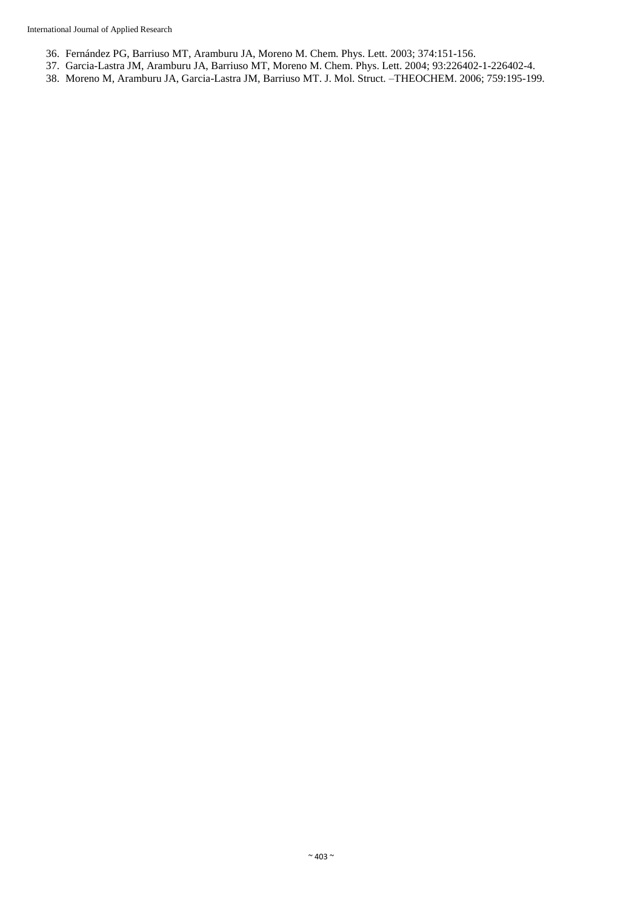36. Fernández PG, Barriuso MT, Aramburu JA, Moreno M. Chem. Phys. Lett. 2003; 374:151-156.
37. Garcia-Lastra JM, Aramburu JA, Barriuso MT, Moreno M. Chem. Phys. Lett. 2004; 93:226402-1-226402-4.
38. Moreno M, Aramburu JA, Garcia-Lastra JM, Barriuso MT. J. Mol. Struct. –THEOCHEM. 2006; 759:195-199.